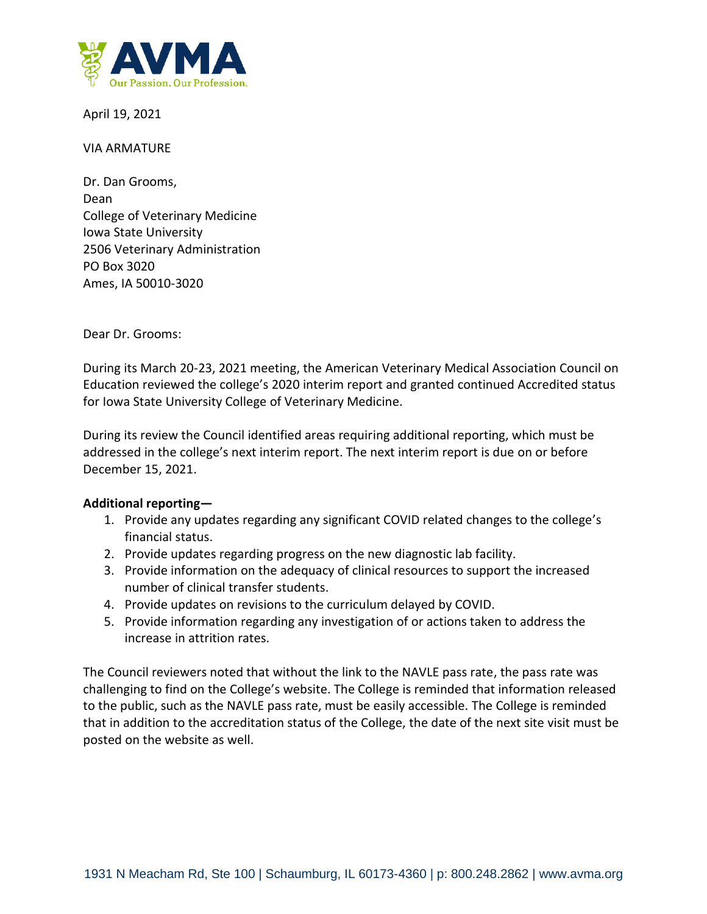AVMA

Our Passion. Our Profession.

April 19, 2021

VIA ARMATURE

Dr. Dan Grooms,
Dean
College of Veterinary Medicine
Iowa State University
2506 Veterinary Administration
PO Box 3020
Ames, IA 50010-3020

Dear Dr. Grooms:

During its March 20-23, 2021 meeting, the American Veterinary Medical Association Council on Education reviewed the college's 2020 interim report and granted continued Accredited status for Iowa State University College of Veterinary Medicine.

During its review the Council identified areas requiring additional reporting, which must be addressed in the college's next interim report. The next interim report is due on or before December 15, 2021.

**Additional reporting—**

1. Provide any updates regarding any significant COVID related changes to the college's financial status.
2. Provide updates regarding progress on the new diagnostic lab facility.
3. Provide information on the adequacy of clinical resources to support the increased number of clinical transfer students.
4. Provide updates on revisions to the curriculum delayed by COVID.
5. Provide information regarding any investigation of or actions taken to address the increase in attrition rates.

The Council reviewers noted that without the link to the NAVLE pass rate, the pass rate was challenging to find on the College's website. The College is reminded that information released to the public, such as the NAVLE pass rate, must be easily accessible. The College is reminded that in addition to the accreditation status of the College, the date of the next site visit must be posted on the website as well.

1931 N Meacham Rd, Ste 100 | Schaumburg, IL 60173-4360 | p: 800.248.2862 | www.avma.org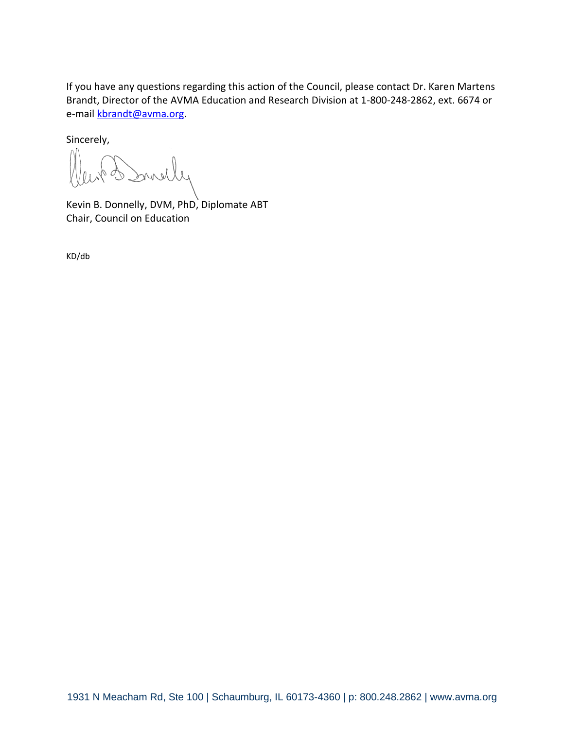If you have any questions regarding this action of the Council, please contact Dr. Karen Martens Brandt, Director of the AVMA Education and Research Division at 1-800-248-2862, ext. 6674 or e-mail kbrandt@avma.org.

Sincerely,

Kevin B. Donnelly, DVM, PhD, Diplomate ABT
Chair, Council on Education

KD/db

1931 N Meacham Rd, Ste 100 | Schaumburg, IL 60173-4360 | p: 800.248.2862 | www.avma.org